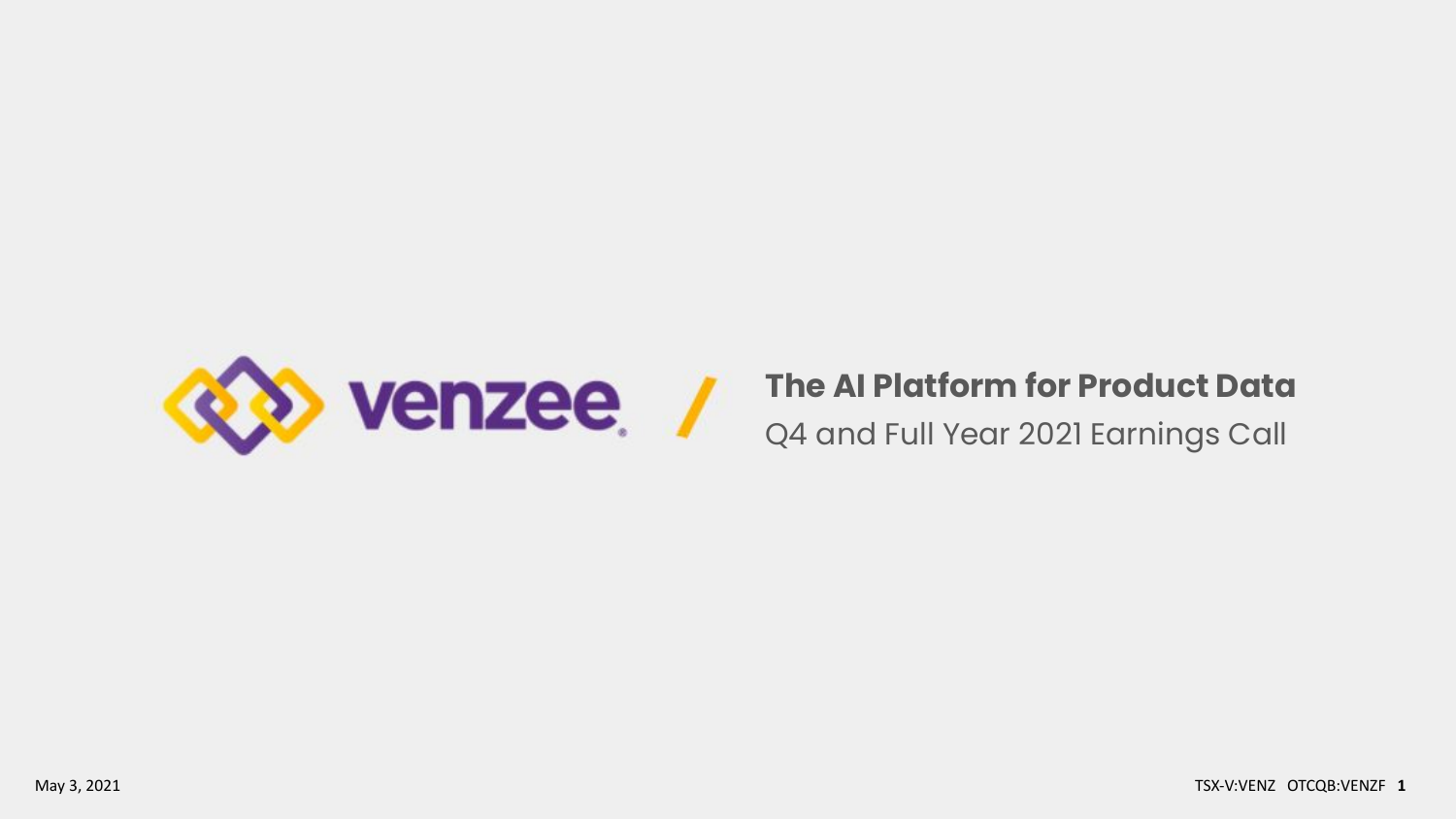venzee

# The AI Platform for Product Data

Q4 and Full Year 2021 Earnings Call

May 3, 2021

TSX-V:VENZ OTCQB:VENZF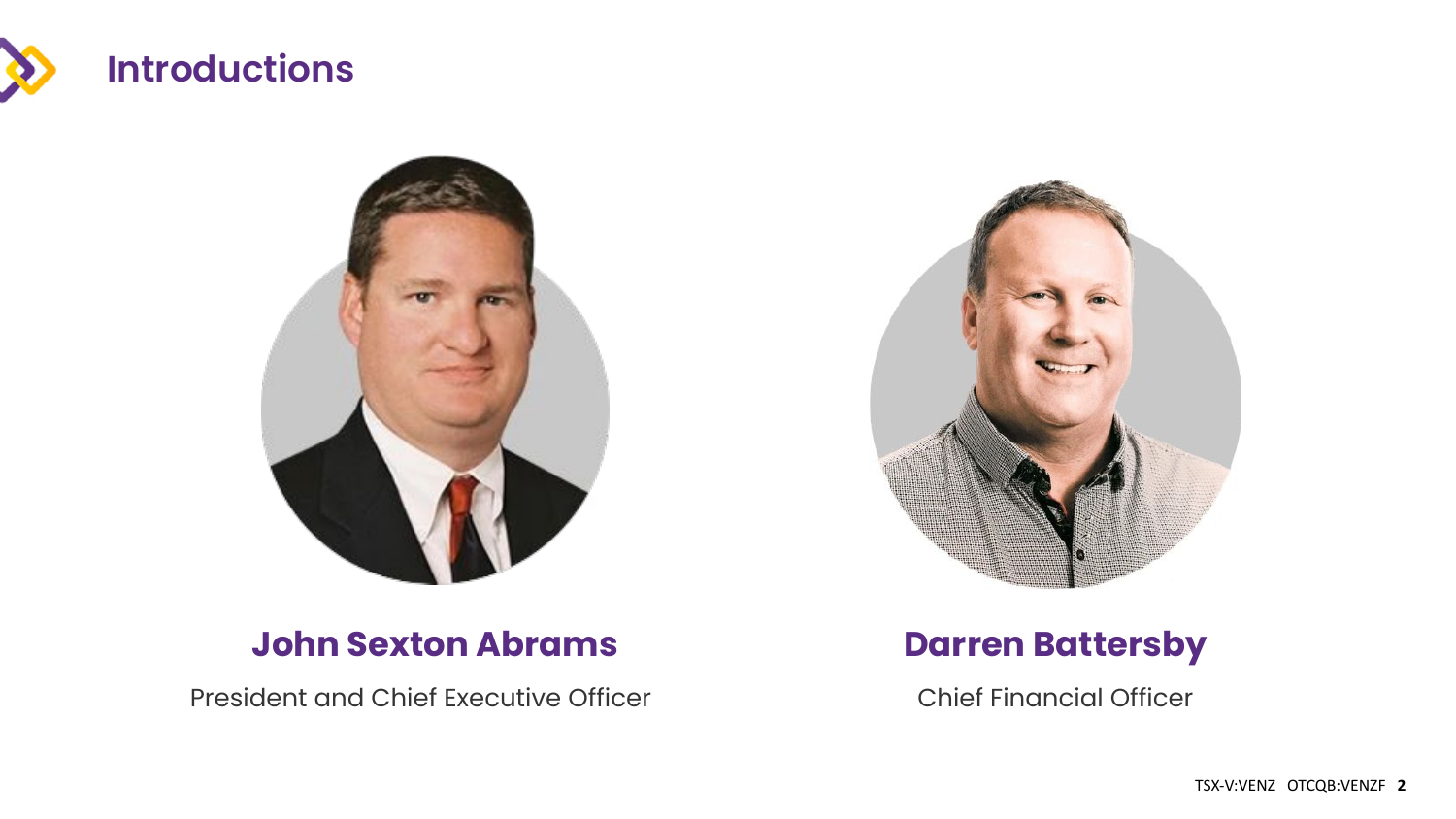# Introductions

**John Sexton Abrams**

President and Chief Executive Officer

**Darren Battersby**

Chief Financial Officer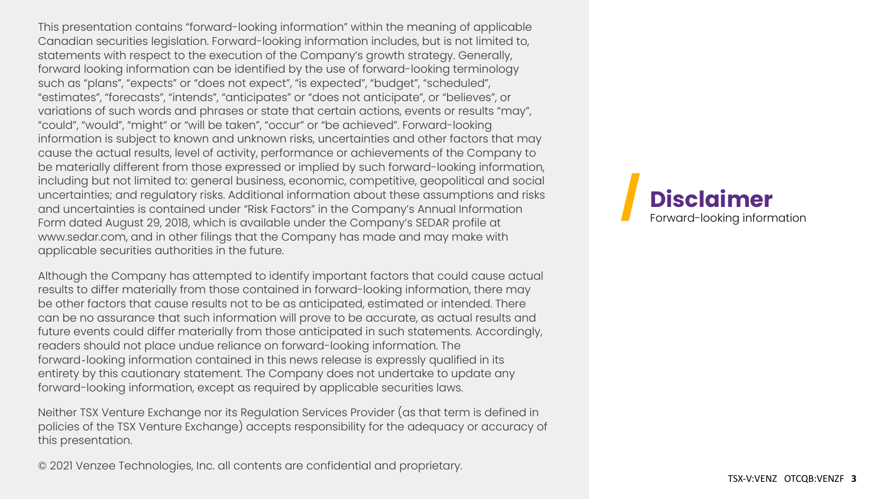# Disclaimer

Forward-looking information

This presentation contains "forward-looking information" within the meaning of applicable Canadian securities legislation. Forward-looking information includes, but is not limited to, statements with respect to the execution of the Company's growth strategy. Generally, forward looking information can be identified by the use of forward-looking terminology such as "plans", "expects" or "does not expect", "is expected", "budget", "scheduled", "estimates", "forecasts", "intends", "anticipates" or "does not anticipate", or "believes", or variations of such words and phrases or state that certain actions, events or results "may", "could", "would", "might" or "will be taken", "occur" or "be achieved". Forward-looking information is subject to known and unknown risks, uncertainties and other factors that may cause the actual results, level of activity, performance or achievements of the Company to be materially different from those expressed or implied by such forward-looking information, including but not limited to: general business, economic, competitive, geopolitical and social uncertainties; and regulatory risks. Additional information about these assumptions and risks and uncertainties is contained under "Risk Factors" in the Company's Annual Information Form dated August 29, 2018, which is available under the Company's SEDAR profile at www.sedar.com, and in other filings that the Company has made and may make with applicable securities authorities in the future.

Although the Company has attempted to identify important factors that could cause actual results to differ materially from those contained in forward-looking information, there may be other factors that cause results not to be as anticipated, estimated or intended. There can be no assurance that such information will prove to be accurate, as actual results and future events could differ materially from those anticipated in such statements. Accordingly, readers should not place undue reliance on forward-looking information. The forward-looking information contained in this news release is expressly qualified in its entirety by this cautionary statement. The Company does not undertake to update any forward-looking information, except as required by applicable securities laws.

Neither TSX Venture Exchange nor its Regulation Services Provider (as that term is defined in policies of the TSX Venture Exchange) accepts responsibility for the adequacy or accuracy of this presentation.

© 2021 Venzee Technologies, Inc. all contents are confidential and proprietary.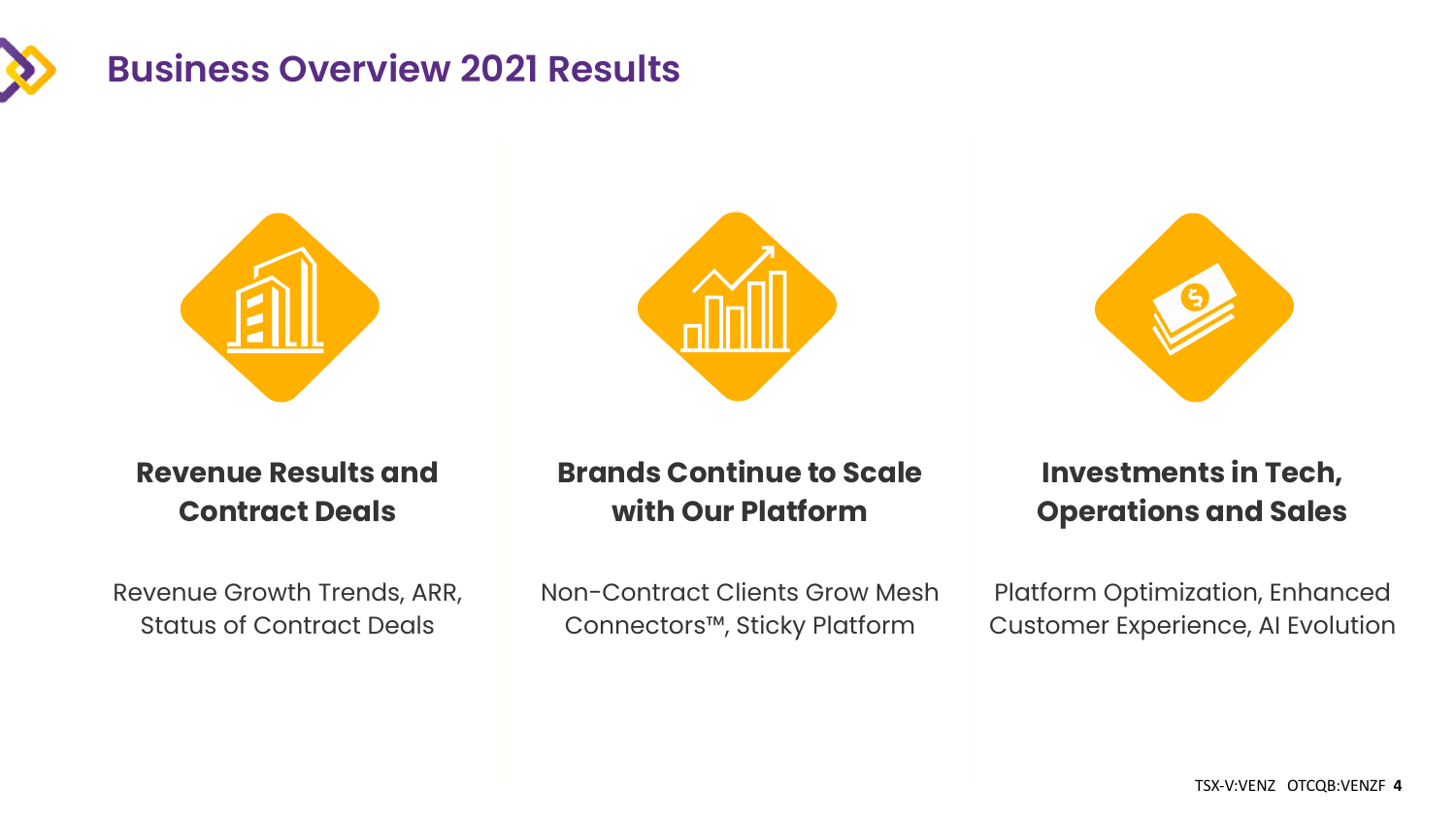# Business Overview 2021 Results

### Revenue Results and Contract Deals

Revenue Growth Trends, ARR, Status of Contract Deals

### Brands Continue to Scale with Our Platform

Non-Contract Clients Grow Mesh Connectors™, Sticky Platform

### Investments in Tech, Operations and Sales

Platform Optimization, Enhanced Customer Experience, AI Evolution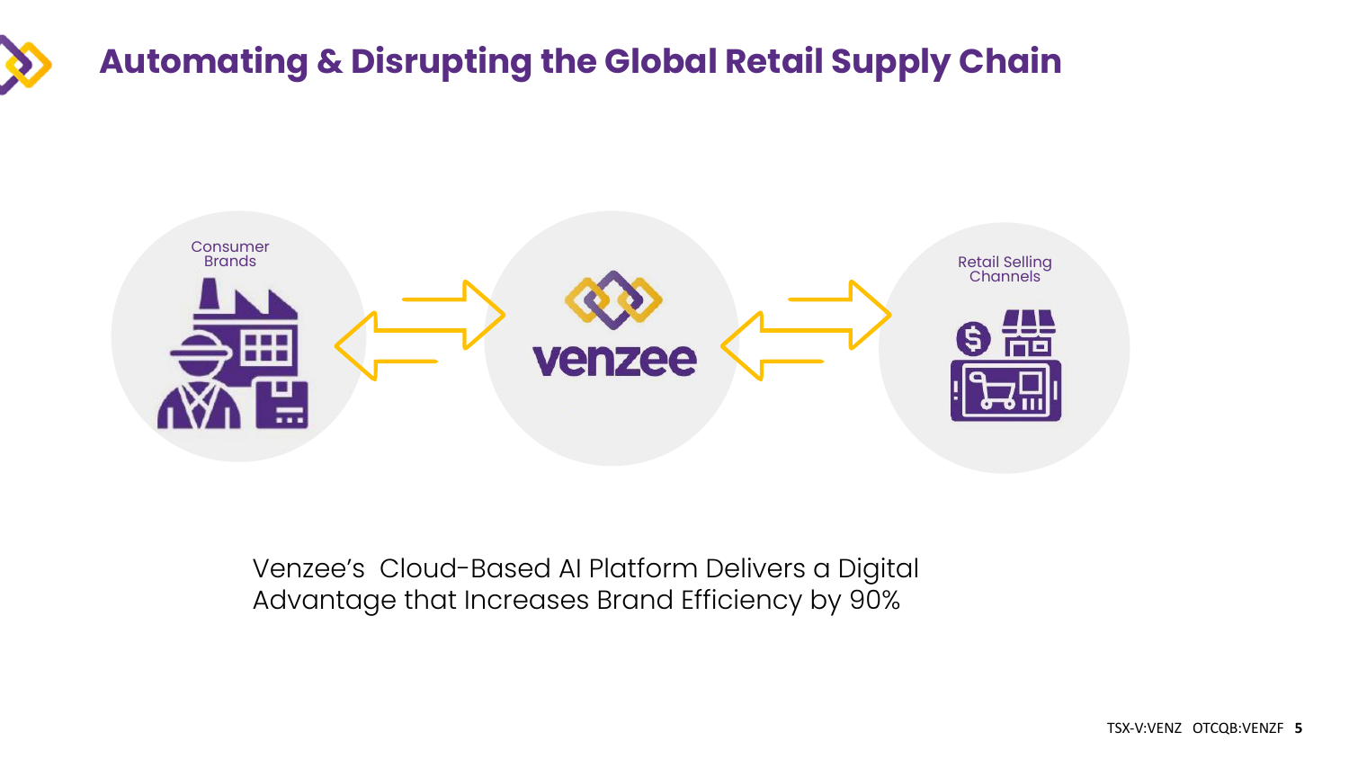# Automating & Disrupting the Global Retail Supply Chain

Consumer Brands

venzee

Retail Selling Channels

Venzee's Cloud-Based AI Platform Delivers a Digital Advantage that Increases Brand Efficiency by 90%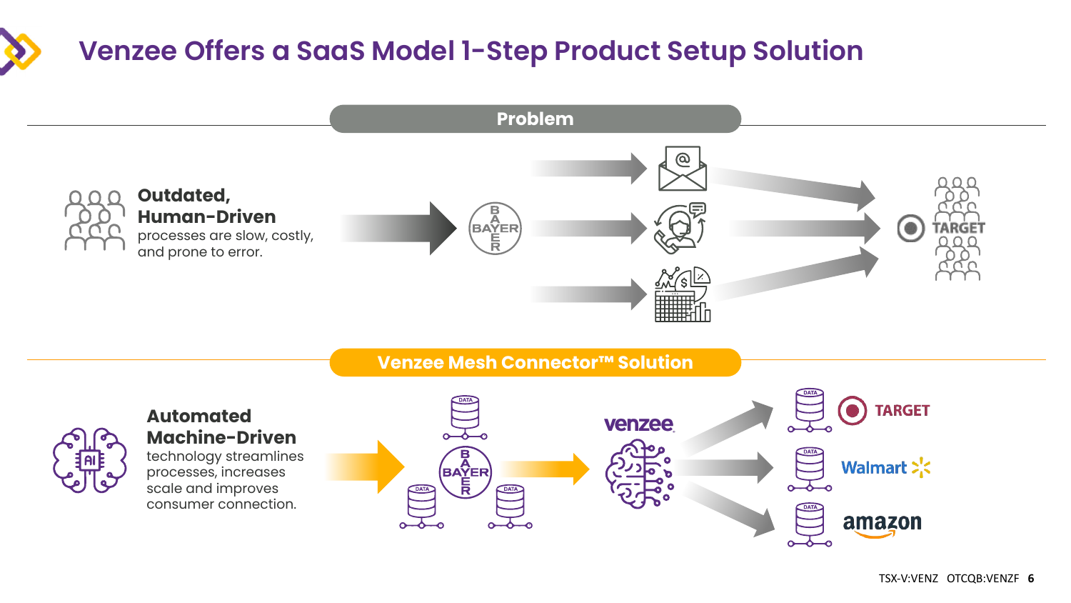# Venzee Offers a SaaS Model 1-Step Product Setup Solution

## Problem

**Outdated, Human-Driven** processes are slow, costly, and prone to error.

BAYER → TARGET

## Venzee Mesh Connector™ Solution

**Automated Machine-Driven** technology streamlines processes, increases scale and improves consumer connection.

BAYER → venzee → TARGET, Walmart, amazon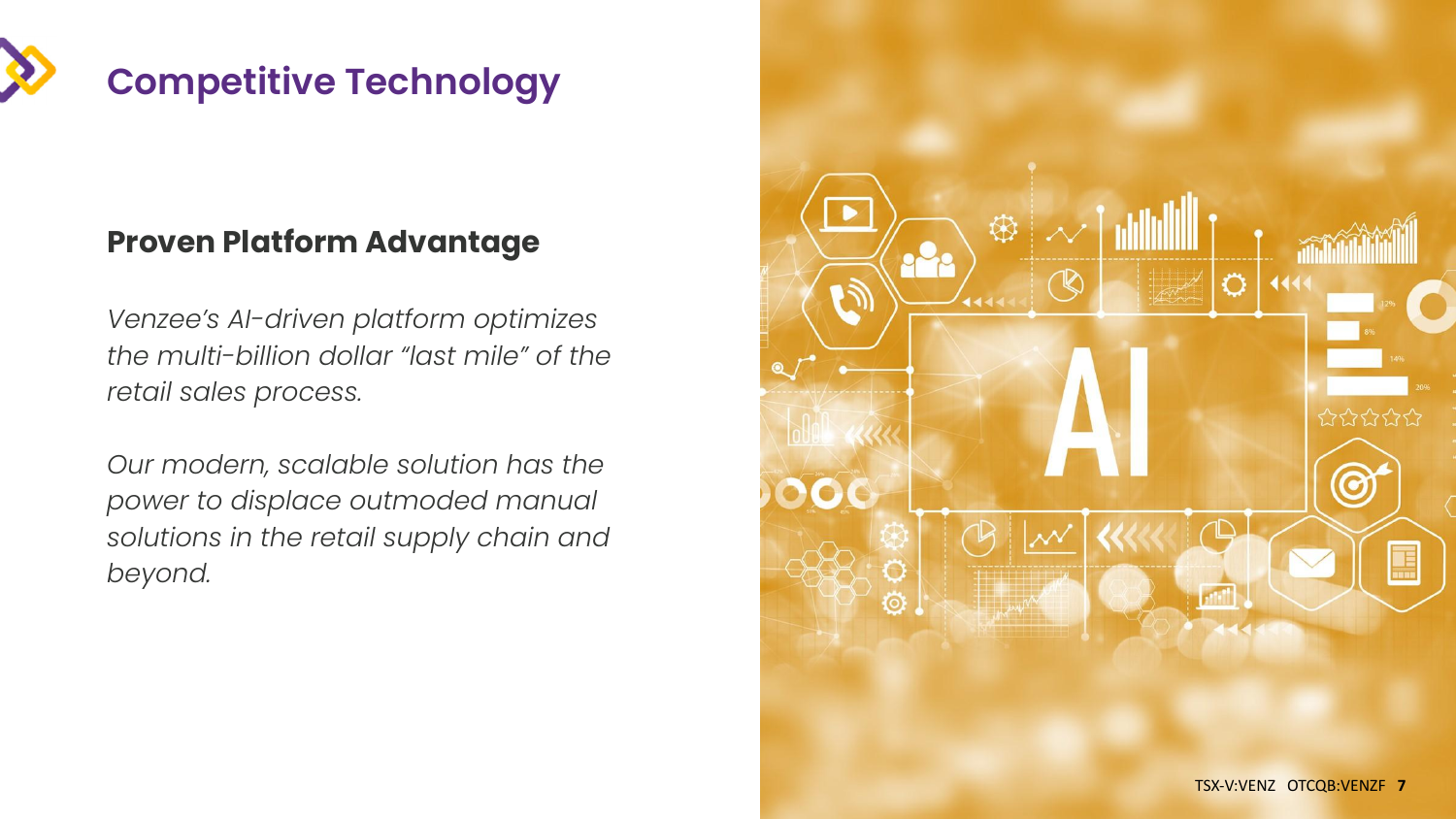# Competitive Technology

## Proven Platform Advantage

*Venzee's AI-driven platform optimizes the multi-billion dollar "last mile" of the retail sales process.*

*Our modern, scalable solution has the power to displace outmoded manual solutions in the retail supply chain and beyond.*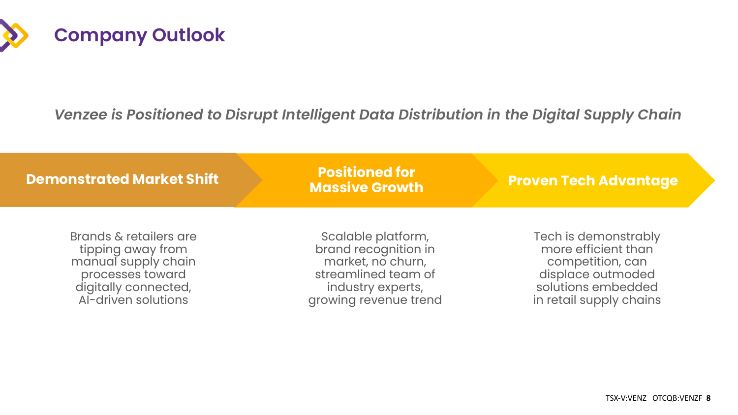# Company Outlook

*Venzee is Positioned to Disrupt Intelligent Data Distribution in the Digital Supply Chain*

| Demonstrated Market Shift | Positioned for Massive Growth | Proven Tech Advantage |
| --- | --- | --- |
| Brands & retailers are tipping away from manual supply chain processes toward digitally connected, AI-driven solutions | Scalable platform, brand recognition in market, no churn, streamlined team of industry experts, growing revenue trend | Tech is demonstrably more efficient than competition, can displace outmoded solutions embedded in retail supply chains |

TSX-V:VENZ OTCQB:VENZF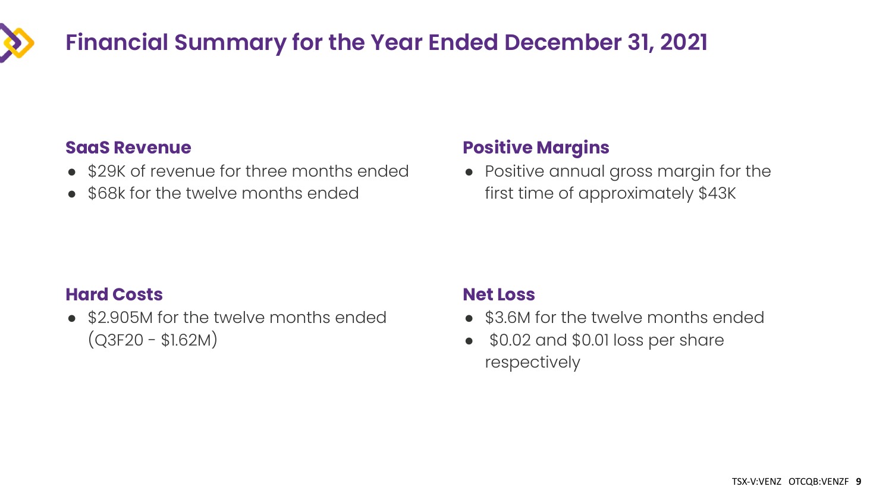# Financial Summary for the Year Ended December 31, 2021

### SaaS Revenue

- $29K of revenue for three months ended
- $68k for the twelve months ended

### Positive Margins

- Positive annual gross margin for the first time of approximately $43K

### Hard Costs

- $2.905M for the twelve months ended (Q3F20 - $1.62M)

### Net Loss

- $3.6M for the twelve months ended
- $0.02 and $0.01 loss per share respectively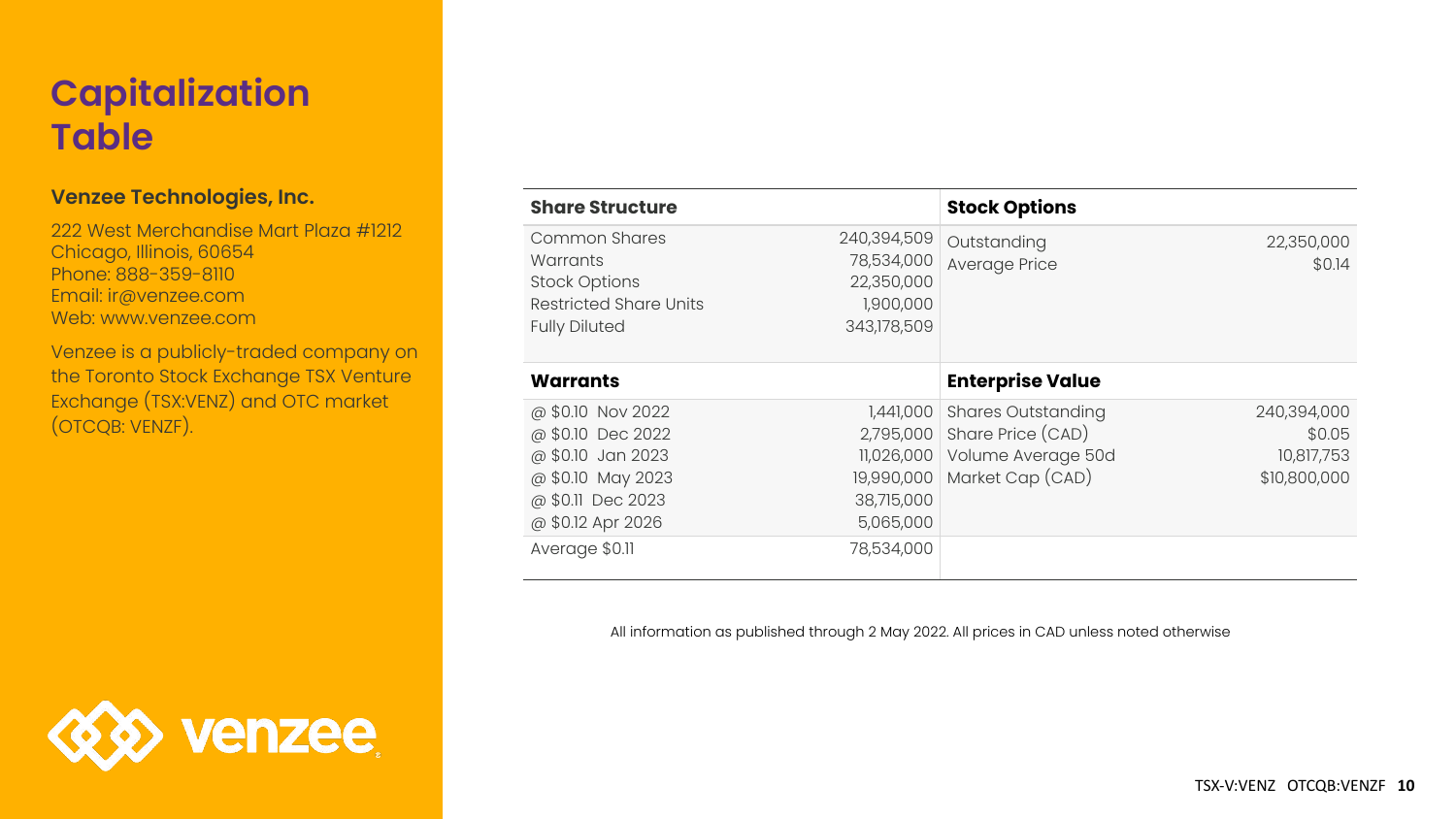# Capitalization Table

**Venzee Technologies, Inc.**

222 West Merchandise Mart Plaza #1212
Chicago, Illinois, 60654
Phone: 888-359-8110
Email: ir@venzee.com
Web: www.venzee.com

Venzee is a publicly-traded company on the Toronto Stock Exchange TSX Venture Exchange (TSX:VENZ) and OTC market (OTCQB: VENZF).

| **Share Structure** | | **Stock Options** | |
|---|---|---|---|
| Common Shares | 240,394,509 | Outstanding | 22,350,000 |
| Warrants | 78,534,000 | Average Price | $0.14 |
| Stock Options | 22,350,000 | | |
| Restricted Share Units | 1,900,000 | | |
| Fully Diluted | 343,178,509 | | |

| **Warrants** | | **Enterprise Value** | |
|---|---|---|---|
| @ $0.10 Nov 2022 | 1,441,000 | Shares Outstanding | 240,394,000 |
| @ $0.10 Dec 2022 | 2,795,000 | Share Price (CAD) | $0.05 |
| @ $0.10 Jan 2023 | 11,026,000 | Volume Average 50d | 10,817,753 |
| @ $0.10 May 2023 | 19,990,000 | Market Cap (CAD) | $10,800,000 |
| @ $0.11 Dec 2023 | 38,715,000 | | |
| @ $0.12 Apr 2026 | 5,065,000 | | |
| Average $0.11 | 78,534,000 | | |

All information as published through 2 May 2022. All prices in CAD unless noted otherwise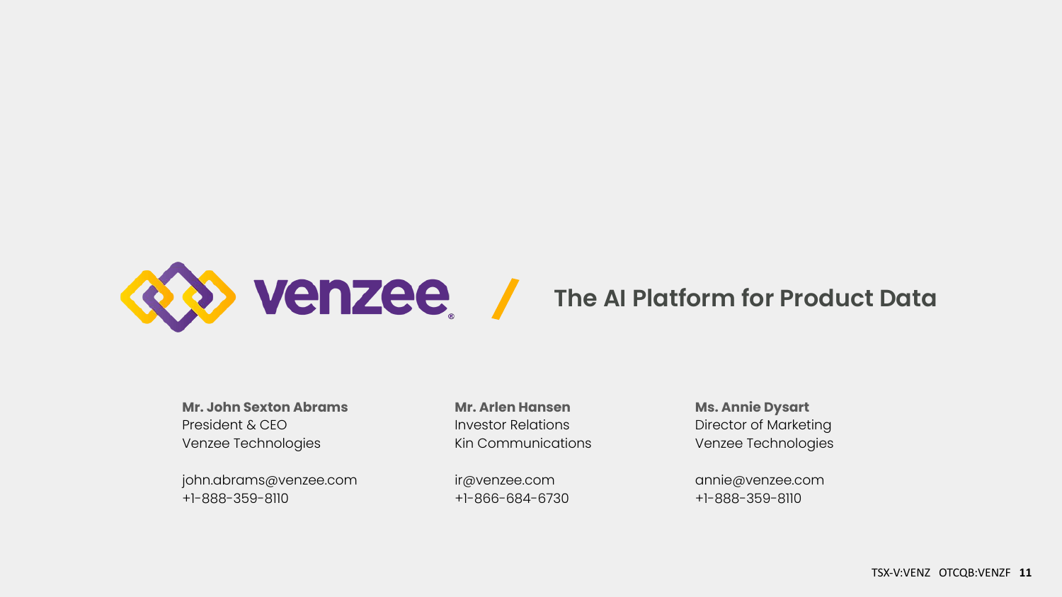venzee® / The AI Platform for Product Data

**Mr. John Sexton Abrams**
President & CEO
Venzee Technologies

john.abrams@venzee.com
+1-888-359-8110

**Mr. Arlen Hansen**
Investor Relations
Kin Communications

ir@venzee.com
+1-866-684-6730

**Ms. Annie Dysart**
Director of Marketing
Venzee Technologies

annie@venzee.com
+1-888-359-8110

TSX-V:VENZ OTCQB:VENZF